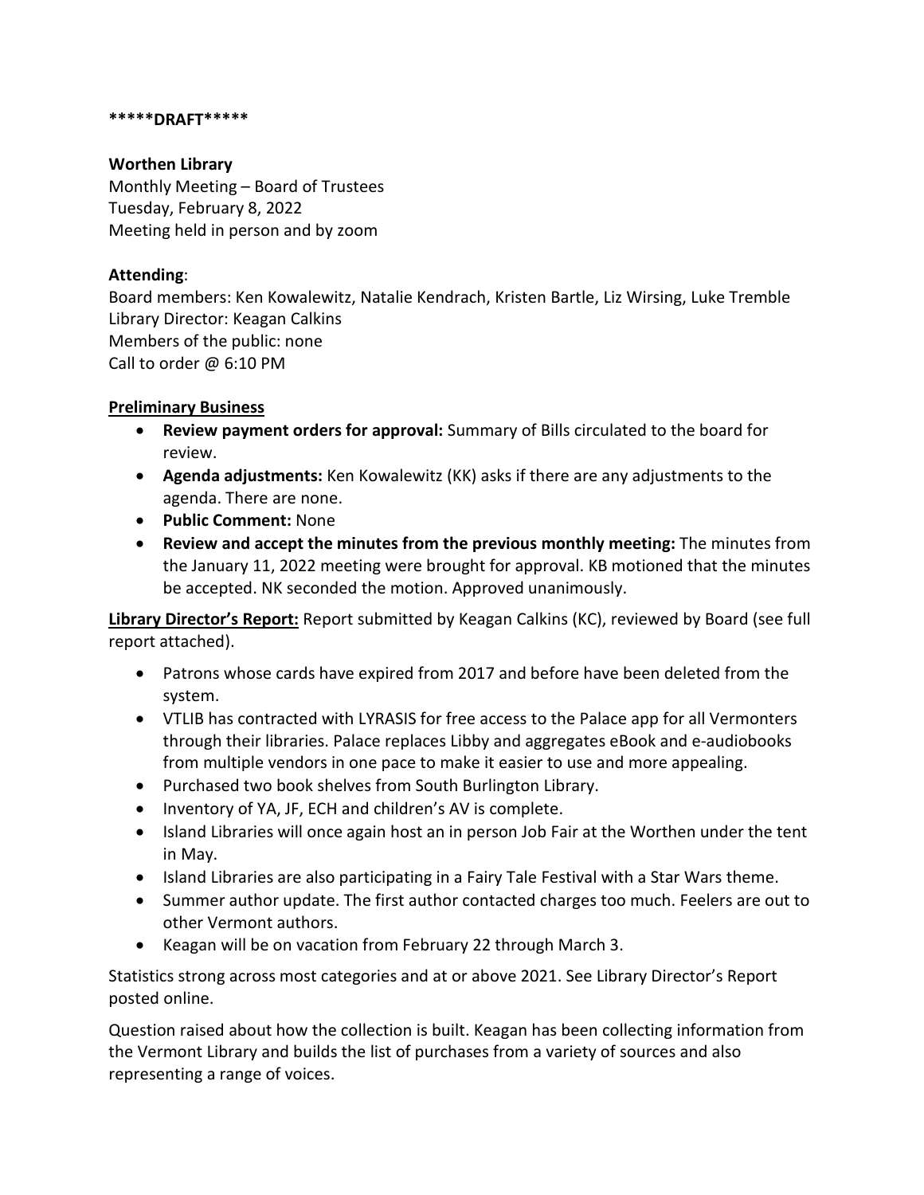**\*\*\*\*\*DRAFT\*\*\*\*\***

**Worthen Library**
Monthly Meeting – Board of Trustees
Tuesday, February 8, 2022
Meeting held in person and by zoom

**Attending**:
Board members: Ken Kowalewitz, Natalie Kendrach, Kristen Bartle, Liz Wirsing, Luke Tremble
Library Director: Keagan Calkins
Members of the public: none
Call to order @ 6:10 PM

**Preliminary Business**

- **Review payment orders for approval:** Summary of Bills circulated to the board for review.
- **Agenda adjustments:** Ken Kowalewitz (KK) asks if there are any adjustments to the agenda. There are none.
- **Public Comment:** None
- **Review and accept the minutes from the previous monthly meeting:** The minutes from the January 11, 2022 meeting were brought for approval. KB motioned that the minutes be accepted. NK seconded the motion. Approved unanimously.

**Library Director's Report:** Report submitted by Keagan Calkins (KC), reviewed by Board (see full report attached).

- Patrons whose cards have expired from 2017 and before have been deleted from the system.
- VTLIB has contracted with LYRASIS for free access to the Palace app for all Vermonters through their libraries. Palace replaces Libby and aggregates eBook and e-audiobooks from multiple vendors in one pace to make it easier to use and more appealing.
- Purchased two book shelves from South Burlington Library.
- Inventory of YA, JF, ECH and children's AV is complete.
- Island Libraries will once again host an in person Job Fair at the Worthen under the tent in May.
- Island Libraries are also participating in a Fairy Tale Festival with a Star Wars theme.
- Summer author update. The first author contacted charges too much. Feelers are out to other Vermont authors.
- Keagan will be on vacation from February 22 through March 3.

Statistics strong across most categories and at or above 2021. See Library Director's Report posted online.

Question raised about how the collection is built. Keagan has been collecting information from the Vermont Library and builds the list of purchases from a variety of sources and also representing a range of voices.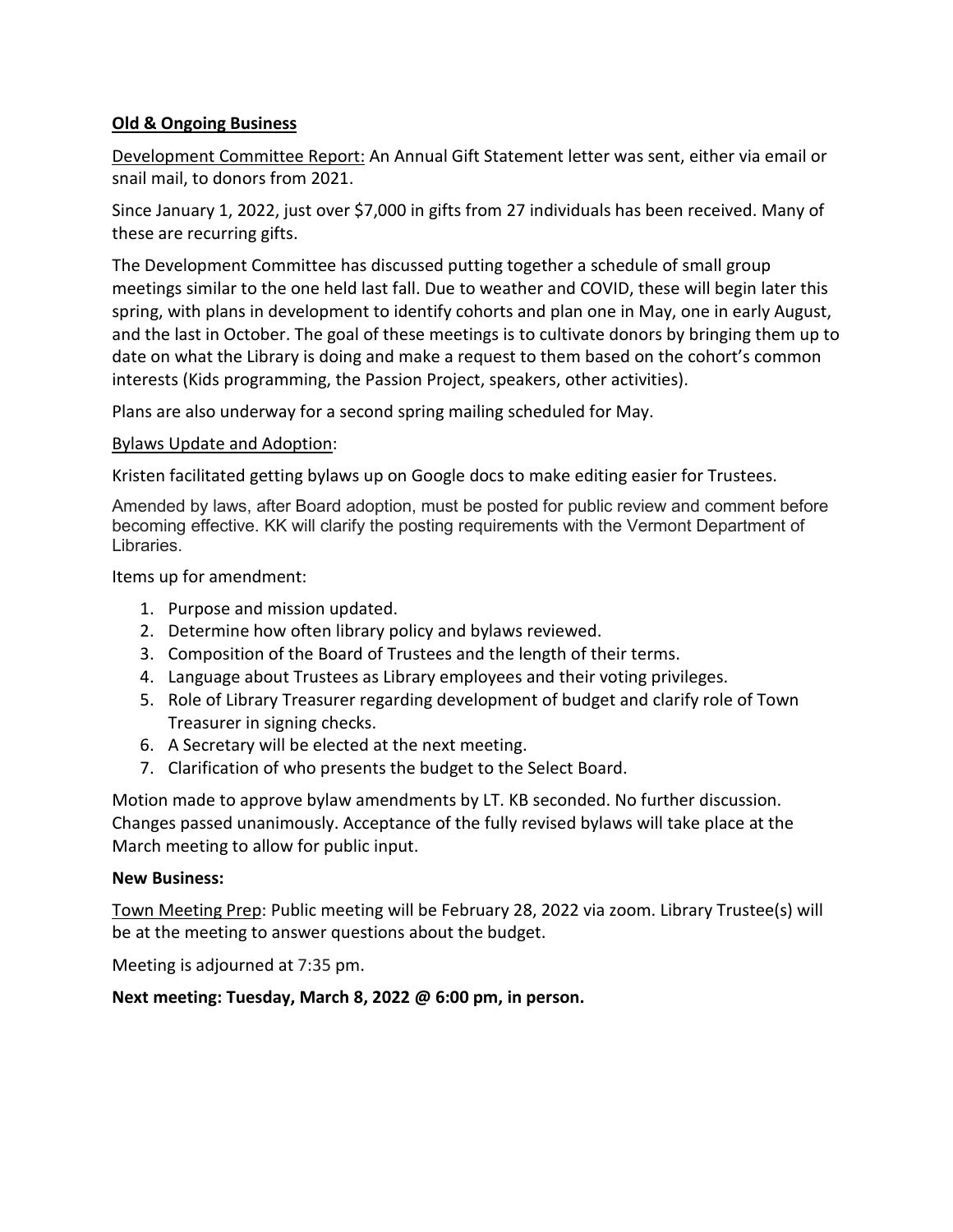**Old & Ongoing Business**

Development Committee Report: An Annual Gift Statement letter was sent, either via email or snail mail, to donors from 2021.

Since January 1, 2022, just over $7,000 in gifts from 27 individuals has been received. Many of these are recurring gifts.

The Development Committee has discussed putting together a schedule of small group meetings similar to the one held last fall. Due to weather and COVID, these will begin later this spring, with plans in development to identify cohorts and plan one in May, one in early August, and the last in October. The goal of these meetings is to cultivate donors by bringing them up to date on what the Library is doing and make a request to them based on the cohort's common interests (Kids programming, the Passion Project, speakers, other activities).

Plans are also underway for a second spring mailing scheduled for May.

Bylaws Update and Adoption:

Kristen facilitated getting bylaws up on Google docs to make editing easier for Trustees.

Amended by laws, after Board adoption, must be posted for public review and comment before becoming effective. KK will clarify the posting requirements with the Vermont Department of Libraries.

Items up for amendment:

1. Purpose and mission updated.
2. Determine how often library policy and bylaws reviewed.
3. Composition of the Board of Trustees and the length of their terms.
4. Language about Trustees as Library employees and their voting privileges.
5. Role of Library Treasurer regarding development of budget and clarify role of Town Treasurer in signing checks.
6. A Secretary will be elected at the next meeting.
7. Clarification of who presents the budget to the Select Board.

Motion made to approve bylaw amendments by LT. KB seconded. No further discussion. Changes passed unanimously. Acceptance of the fully revised bylaws will take place at the March meeting to allow for public input.

**New Business:**

Town Meeting Prep: Public meeting will be February 28, 2022 via zoom. Library Trustee(s) will be at the meeting to answer questions about the budget.

Meeting is adjourned at 7:35 pm.

**Next meeting: Tuesday, March 8, 2022 @ 6:00 pm, in person.**